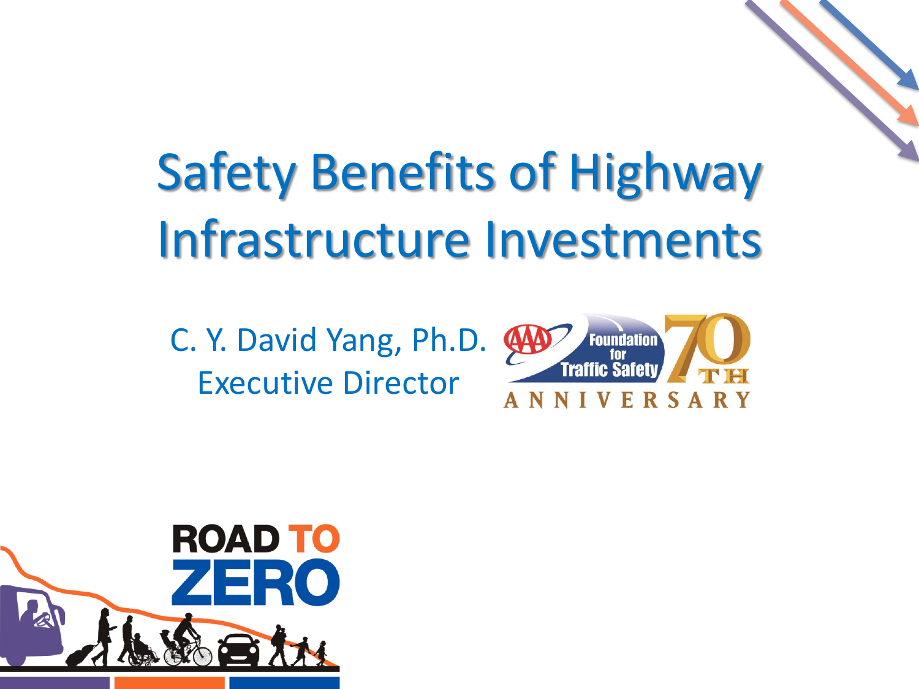# Safety Benefits of Highway Infrastructure Investments

C. Y. David Yang, Ph.D.
Executive Director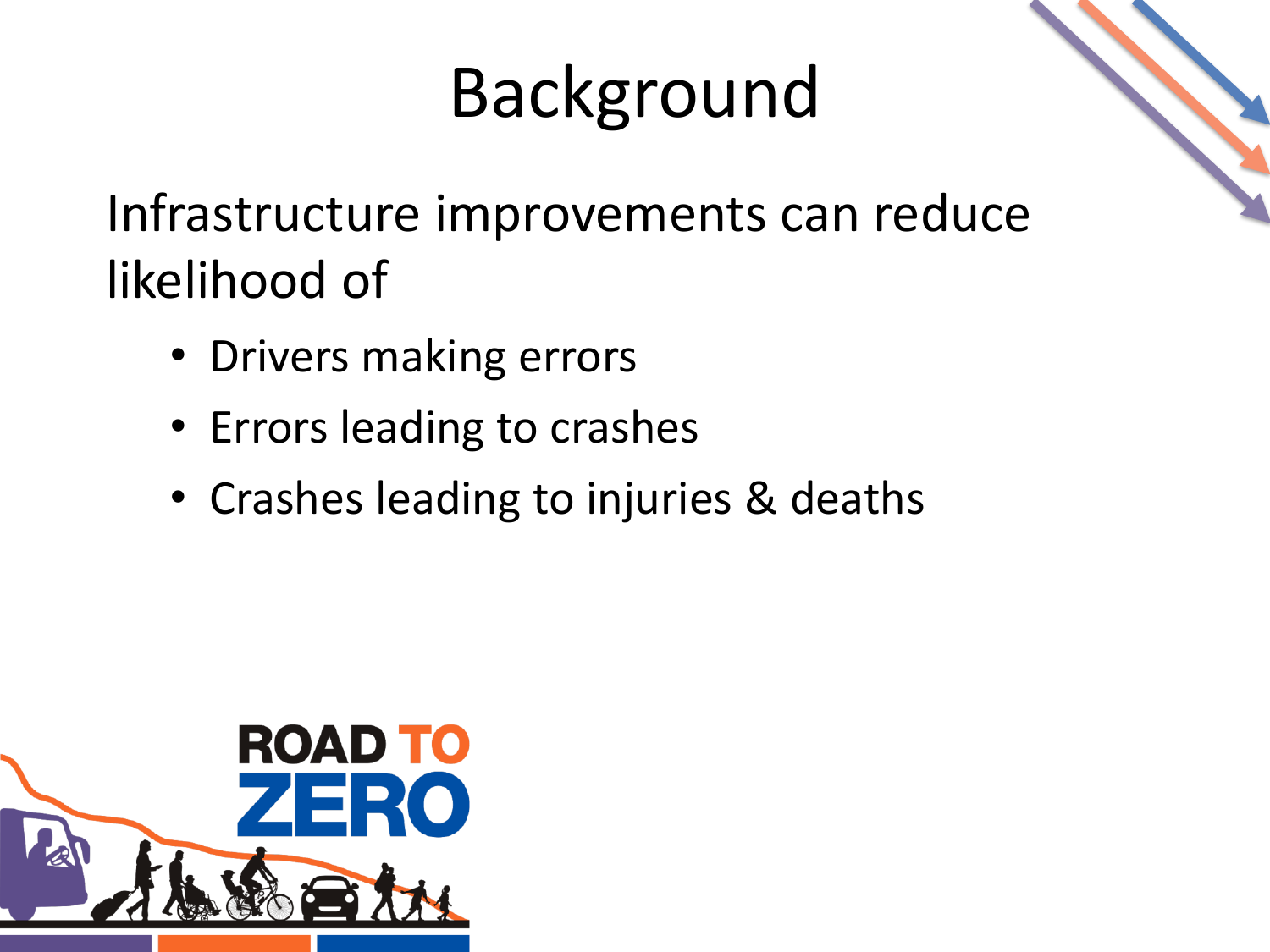# Background

Infrastructure improvements can reduce likelihood of

- Drivers making errors
- Errors leading to crashes
- Crashes leading to injuries & deaths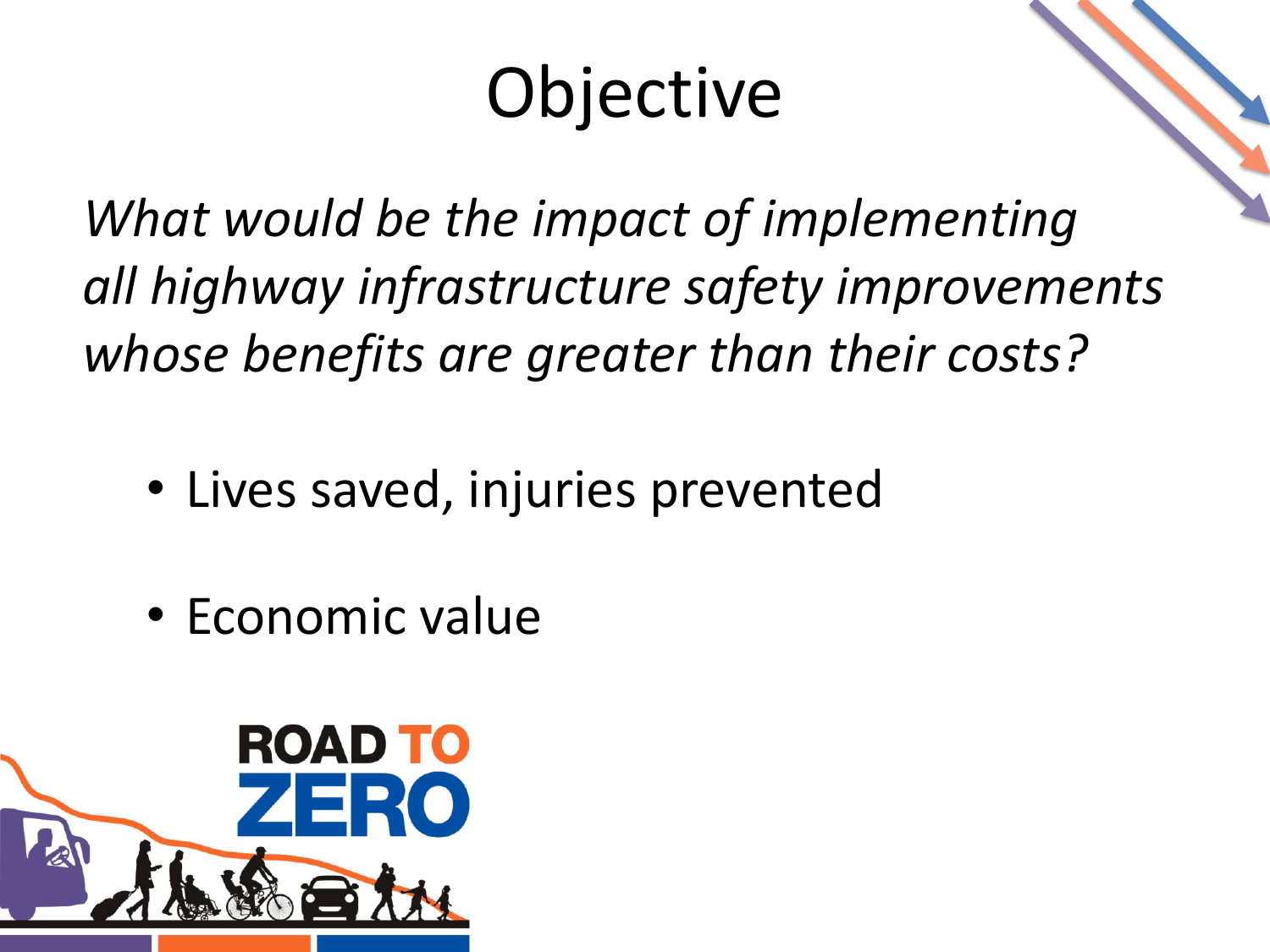# Objective

*What would be the impact of implementing all highway infrastructure safety improvements whose benefits are greater than their costs?*

- Lives saved, injuries prevented
- Economic value

ROAD TO ZERO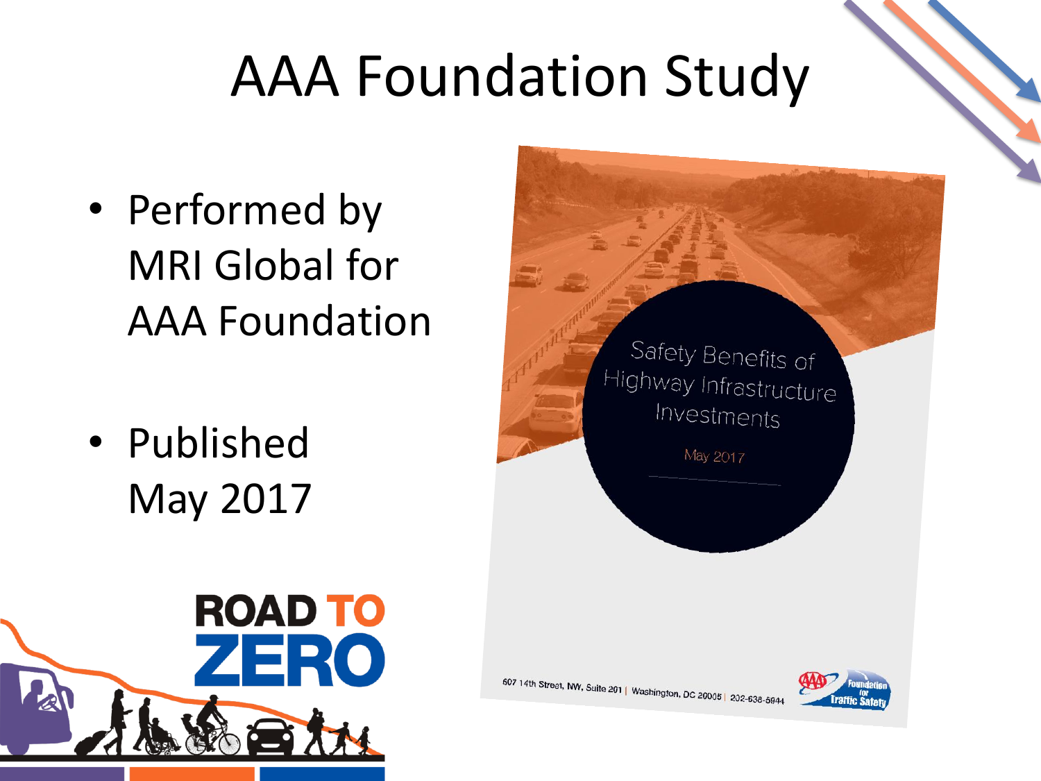# AAA Foundation Study

- Performed by MRI Global for AAA Foundation
- Published May 2017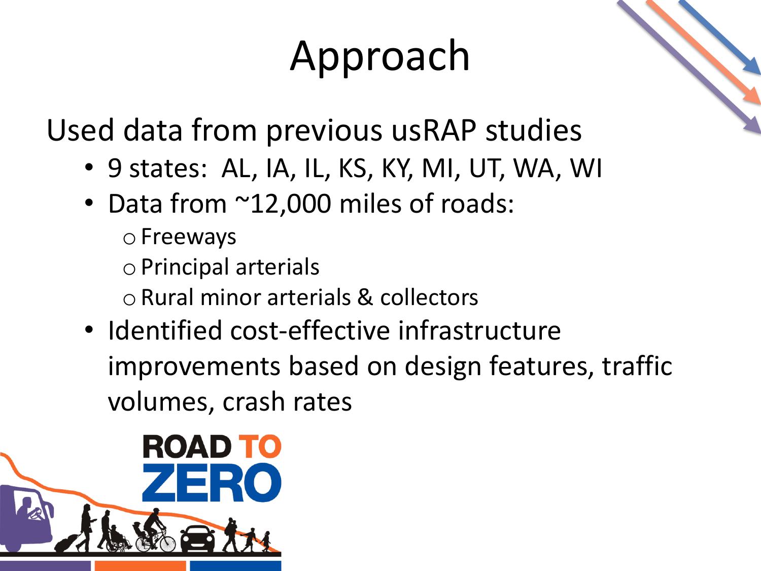# Approach

Used data from previous usRAP studies

- 9 states: AL, IA, IL, KS, KY, MI, UT, WA, WI
- Data from ~12,000 miles of roads:
  - Freeways
  - Principal arterials
  - Rural minor arterials & collectors
- Identified cost-effective infrastructure improvements based on design features, traffic volumes, crash rates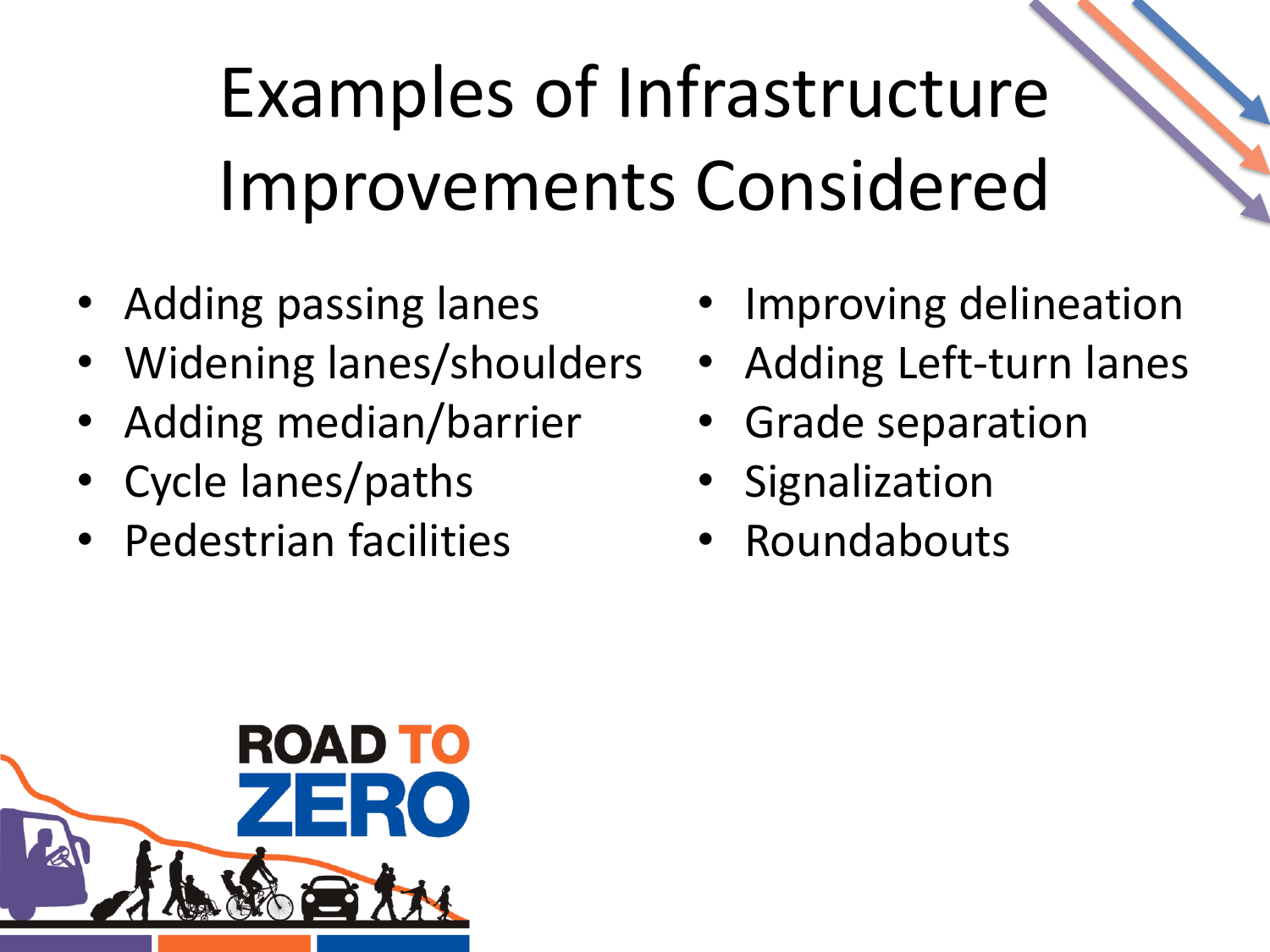# Examples of Infrastructure Improvements Considered

- Adding passing lanes
- Widening lanes/shoulders
- Adding median/barrier
- Cycle lanes/paths
- Pedestrian facilities
- Improving delineation
- Adding Left-turn lanes
- Grade separation
- Signalization
- Roundabouts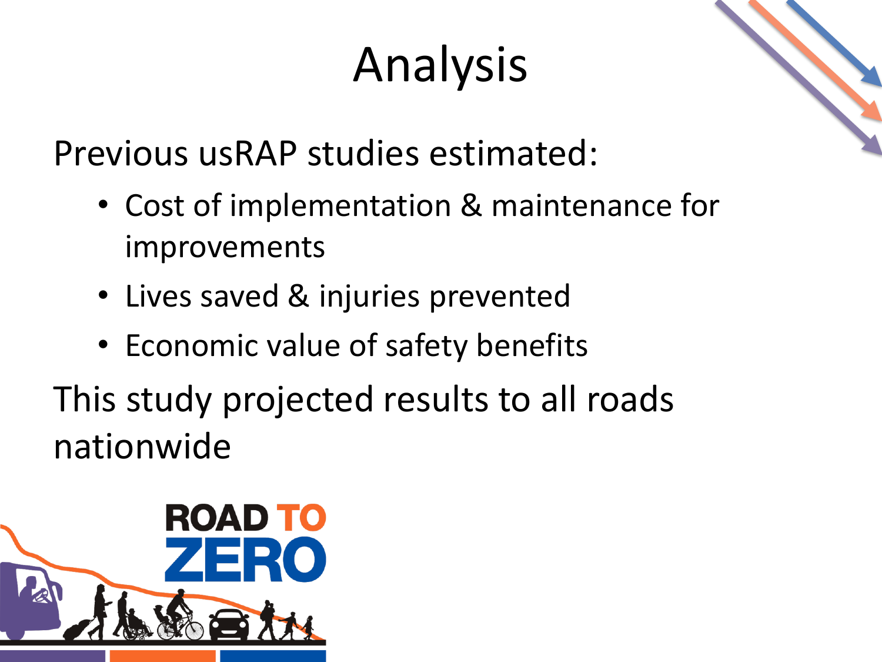# Analysis

Previous usRAP studies estimated:

- Cost of implementation & maintenance for improvements
- Lives saved & injuries prevented
- Economic value of safety benefits

This study projected results to all roads nationwide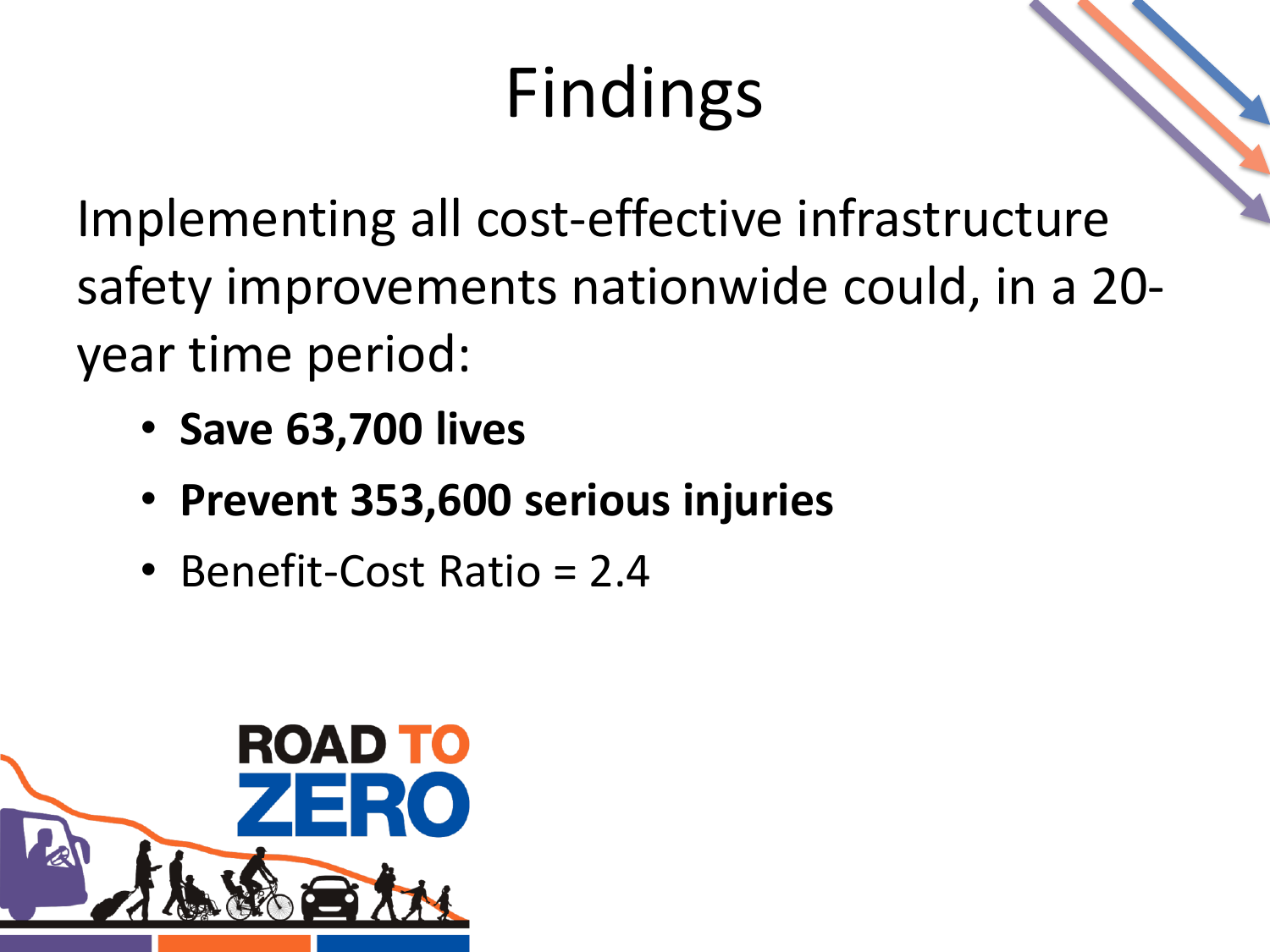# Findings

Implementing all cost-effective infrastructure safety improvements nationwide could, in a 20-year time period:

- **Save 63,700 lives**
- **Prevent 353,600 serious injuries**
- Benefit-Cost Ratio = 2.4

ROAD TO ZERO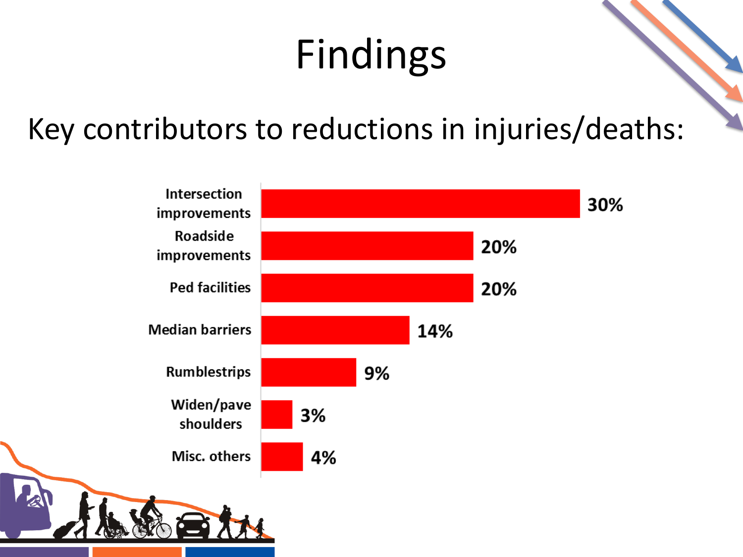# Findings

Key contributors to reductions in injuries/deaths:

| Contributor | Share |
| --- | --- |
| Intersection improvements | 30% |
| Roadside improvements | 20% |
| Ped facilities | 20% |
| Median barriers | 14% |
| Rumblestrips | 9% |
| Widen/pave shoulders | 3% |
| Misc. others | 4% |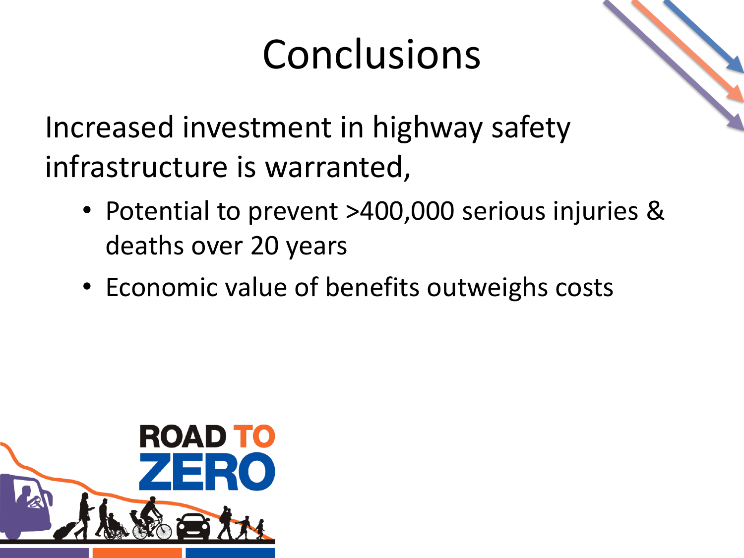# Conclusions

Increased investment in highway safety infrastructure is warranted,

- Potential to prevent >400,000 serious injuries & deaths over 20 years
- Economic value of benefits outweighs costs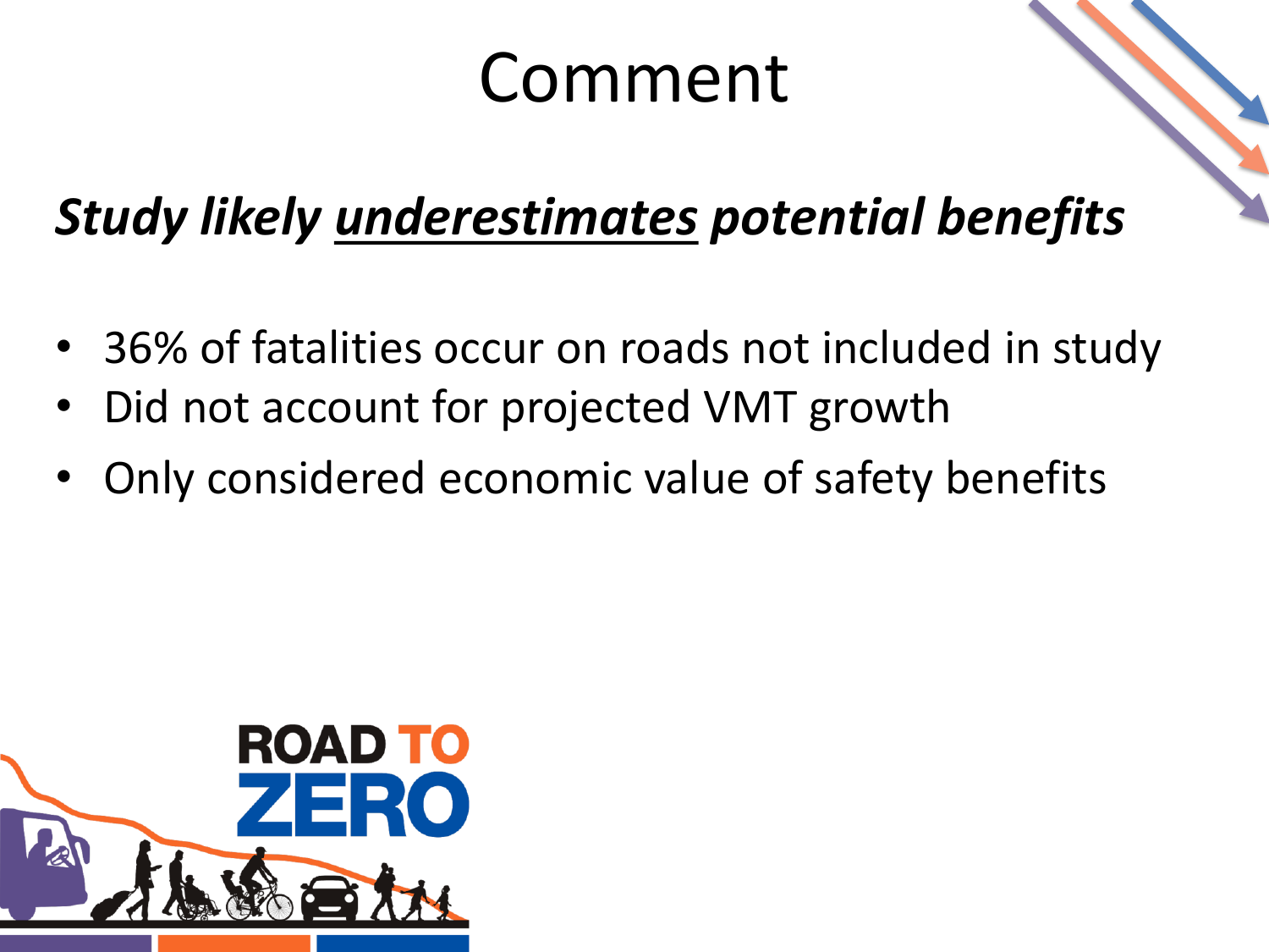# Comment

***Study likely underestimates potential benefits***

- 36% of fatalities occur on roads not included in study
- Did not account for projected VMT growth
- Only considered economic value of safety benefits

ROAD TO ZERO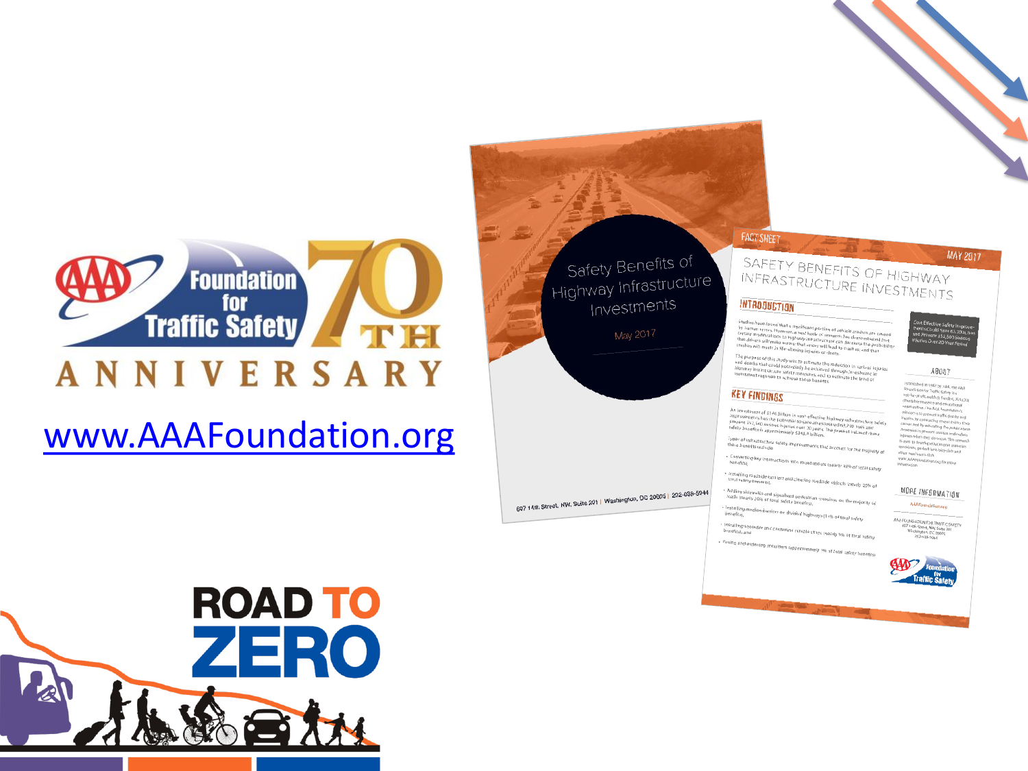AAA Foundation for Traffic Safety 70TH ANNIVERSARY

www.AAAFoundation.org

Safety Benefits of Highway Infrastructure Investments

May 2017

FACT SHEET MAY 2017

SAFETY BENEFITS OF HIGHWAY INFRASTRUCTURE INVESTMENTS

ROAD TO ZERO